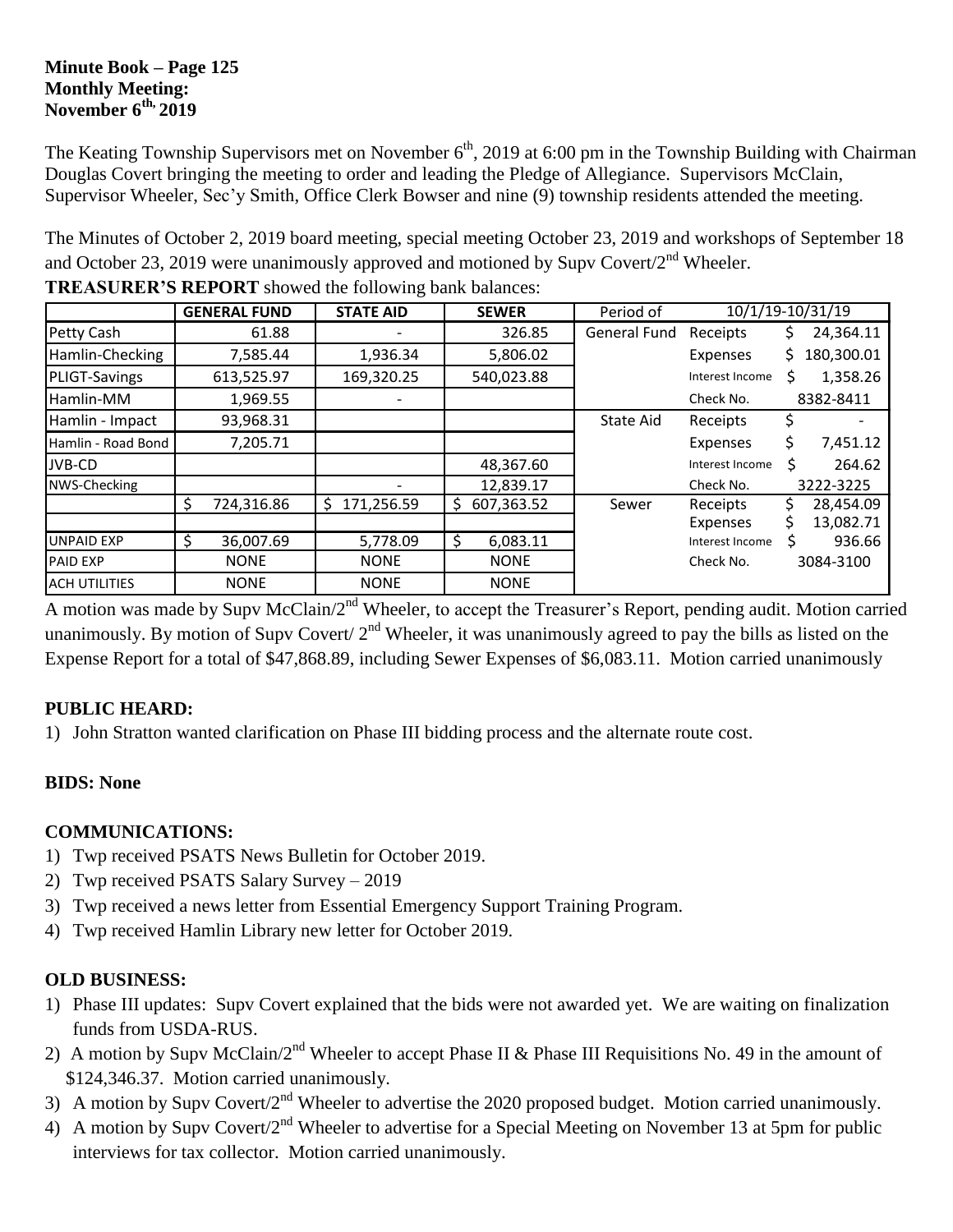**Minute Book – Page 125**
**Monthly Meeting:**
**November 6th, 2019**

The Keating Township Supervisors met on November 6th, 2019 at 6:00 pm in the Township Building with Chairman Douglas Covert bringing the meeting to order and leading the Pledge of Allegiance. Supervisors McClain, Supervisor Wheeler, Sec'y Smith, Office Clerk Bowser and nine (9) township residents attended the meeting.

The Minutes of October 2, 2019 board meeting, special meeting October 23, 2019 and workshops of September 18 and October 23, 2019 were unanimously approved and motioned by Supv Covert/2nd Wheeler.

**TREASURER'S REPORT** showed the following bank balances:

| | GENERAL FUND | STATE AID | SEWER | Period of | 10/1/19-10/31/19 | |
|---|---|---|---|---|---|---|
| Petty Cash | 61.88 | - | 326.85 | General Fund | Receipts | $ 24,364.11 |
| Hamlin-Checking | 7,585.44 | 1,936.34 | 5,806.02 | | Expenses | $ 180,300.01 |
| PLIGT-Savings | 613,525.97 | 169,320.25 | 540,023.88 | | Interest Income | $ 1,358.26 |
| Hamlin-MM | 1,969.55 | - | | | Check No. | 8382-8411 |
| Hamlin - Impact | 93,968.31 | | | State Aid | Receipts | $ - |
| Hamlin - Road Bond | 7,205.71 | | | | Expenses | $ 7,451.12 |
| JVB-CD | | | 48,367.60 | | Interest Income | $ 264.62 |
| NWS-Checking | | - | 12,839.17 | | Check No. | 3222-3225 |
| | $ 724,316.86 | $ 171,256.59 | $ 607,363.52 | Sewer | Receipts | $ 28,454.09 |
| | | | | | Expenses | $ 13,082.71 |
| UNPAID EXP | $ 36,007.69 | 5,778.09 | $ 6,083.11 | | Interest Income | $ 936.66 |
| PAID EXP | NONE | NONE | NONE | | Check No. | 3084-3100 |
| ACH UTILITIES | NONE | NONE | NONE | | | |

A motion was made by Supv McClain/2nd Wheeler, to accept the Treasurer's Report, pending audit. Motion carried unanimously. By motion of Supv Covert/ 2nd Wheeler, it was unanimously agreed to pay the bills as listed on the Expense Report for a total of $47,868.89, including Sewer Expenses of $6,083.11. Motion carried unanimously

**PUBLIC HEARD:**

1) John Stratton wanted clarification on Phase III bidding process and the alternate route cost.

**BIDS: None**

**COMMUNICATIONS:**

1) Twp received PSATS News Bulletin for October 2019.
2) Twp received PSATS Salary Survey – 2019
3) Twp received a news letter from Essential Emergency Support Training Program.
4) Twp received Hamlin Library new letter for October 2019.

**OLD BUSINESS:**

1) Phase III updates: Supv Covert explained that the bids were not awarded yet. We are waiting on finalization funds from USDA-RUS.
2) A motion by Supv McClain/2nd Wheeler to accept Phase II & Phase III Requisitions No. 49 in the amount of $124,346.37. Motion carried unanimously.
3) A motion by Supv Covert/2nd Wheeler to advertise the 2020 proposed budget. Motion carried unanimously.
4) A motion by Supv Covert/2nd Wheeler to advertise for a Special Meeting on November 13 at 5pm for public interviews for tax collector. Motion carried unanimously.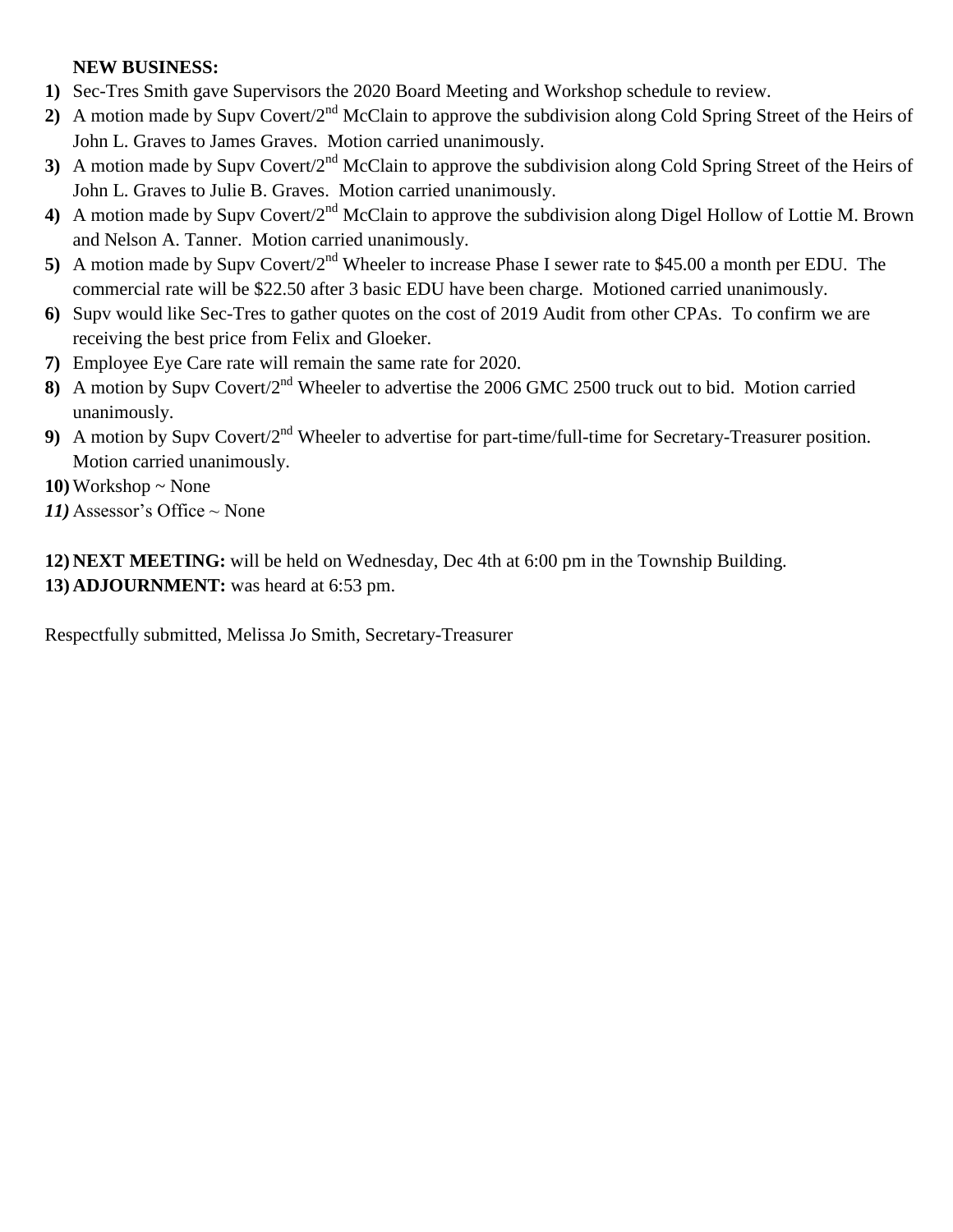**NEW BUSINESS:**

1) Sec-Tres Smith gave Supervisors the 2020 Board Meeting and Workshop schedule to review.
2) A motion made by Supv Covert/2nd McClain to approve the subdivision along Cold Spring Street of the Heirs of John L. Graves to James Graves. Motion carried unanimously.
3) A motion made by Supv Covert/2nd McClain to approve the subdivision along Cold Spring Street of the Heirs of John L. Graves to Julie B. Graves. Motion carried unanimously.
4) A motion made by Supv Covert/2nd McClain to approve the subdivision along Digel Hollow of Lottie M. Brown and Nelson A. Tanner. Motion carried unanimously.
5) A motion made by Supv Covert/2nd Wheeler to increase Phase I sewer rate to $45.00 a month per EDU. The commercial rate will be $22.50 after 3 basic EDU have been charge. Motioned carried unanimously.
6) Supv would like Sec-Tres to gather quotes on the cost of 2019 Audit from other CPAs. To confirm we are receiving the best price from Felix and Gloeker.
7) Employee Eye Care rate will remain the same rate for 2020.
8) A motion by Supv Covert/2nd Wheeler to advertise the 2006 GMC 2500 truck out to bid. Motion carried unanimously.
9) A motion by Supv Covert/2nd Wheeler to advertise for part-time/full-time for Secretary-Treasurer position. Motion carried unanimously.
10) Workshop ~ None
11) Assessor's Office ~ None

12) **NEXT MEETING:** will be held on Wednesday, Dec 4th at 6:00 pm in the Township Building.
13) **ADJOURNMENT:** was heard at 6:53 pm.

Respectfully submitted, Melissa Jo Smith, Secretary-Treasurer